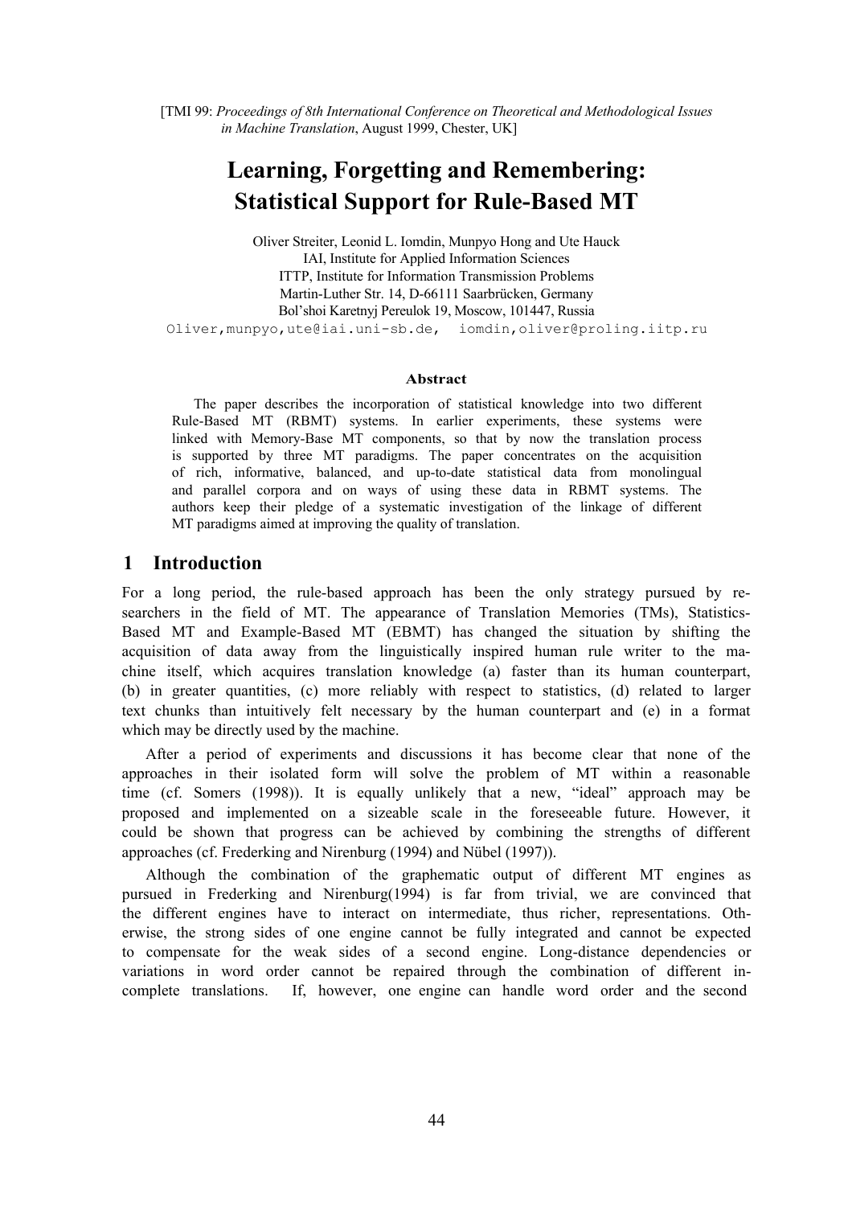[TMI 99: *Proceedings of 8th International Conference on Theoretical and Methodological Issues in Machine Translation*, August 1999, Chester, UK]

# Learning, Forgetting and Remembering: Statistical Support for Rule-Based MT

Oliver Streiter, Leonid L. Iomdin, Munpyo Hong and Ute Hauck
IAI, Institute for Applied Information Sciences
ITTP, Institute for Information Transmission Problems
Martin-Luther Str. 14, D-66111 Saarbrücken, Germany
Bol'shoi Karetnyj Pereulok 19, Moscow, 101447, Russia
`Oliver,munpyo,ute@iai.uni-sb.de, iomdin,oliver@proling.iitp.ru`

### Abstract

The paper describes the incorporation of statistical knowledge into two different Rule-Based MT (RBMT) systems. In earlier experiments, these systems were linked with Memory-Base MT components, so that by now the translation process is supported by three MT paradigms. The paper concentrates on the acquisition of rich, informative, balanced, and up-to-date statistical data from monolingual and parallel corpora and on ways of using these data in RBMT systems. The authors keep their pledge of a systematic investigation of the linkage of different MT paradigms aimed at improving the quality of translation.

## 1 Introduction

For a long period, the rule-based approach has been the only strategy pursued by researchers in the field of MT. The appearance of Translation Memories (TMs), Statistics-Based MT and Example-Based MT (EBMT) has changed the situation by shifting the acquisition of data away from the linguistically inspired human rule writer to the machine itself, which acquires translation knowledge (a) faster than its human counterpart, (b) in greater quantities, (c) more reliably with respect to statistics, (d) related to larger text chunks than intuitively felt necessary by the human counterpart and (e) in a format which may be directly used by the machine.

After a period of experiments and discussions it has become clear that none of the approaches in their isolated form will solve the problem of MT within a reasonable time (cf. Somers (1998)). It is equally unlikely that a new, "ideal" approach may be proposed and implemented on a sizeable scale in the foreseeable future. However, it could be shown that progress can be achieved by combining the strengths of different approaches (cf. Frederking and Nirenburg (1994) and Nübel (1997)).

Although the combination of the graphematic output of different MT engines as pursued in Frederking and Nirenburg(1994) is far from trivial, we are convinced that the different engines have to interact on intermediate, thus richer, representations. Otherwise, the strong sides of one engine cannot be fully integrated and cannot be expected to compensate for the weak sides of a second engine. Long-distance dependencies or variations in word order cannot be repaired through the combination of different incomplete translations. If, however, one engine can handle word order and the second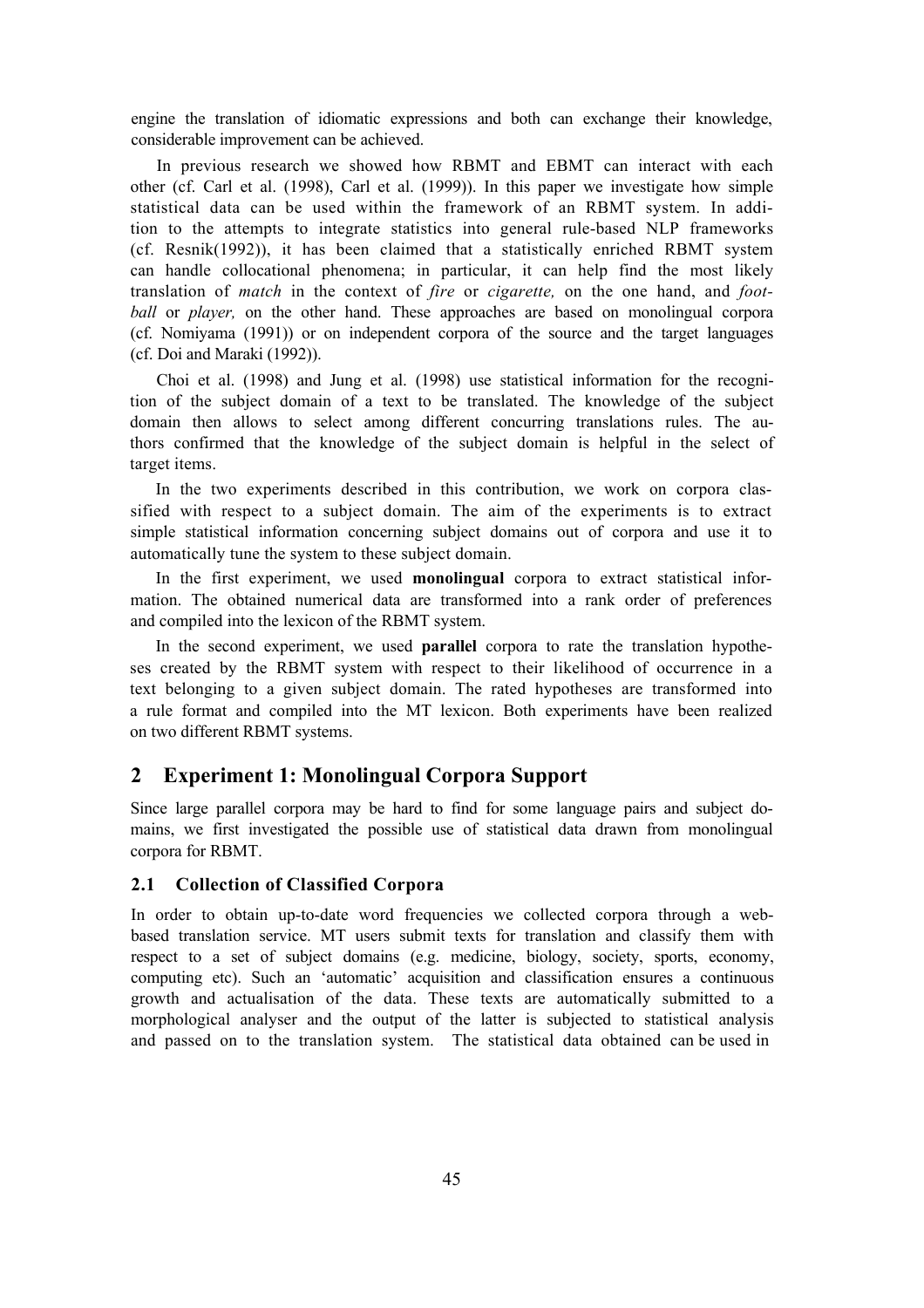engine the translation of idiomatic expressions and both can exchange their knowledge, considerable improvement can be achieved.

In previous research we showed how RBMT and EBMT can interact with each other (cf. Carl et al. (1998), Carl et al. (1999)). In this paper we investigate how simple statistical data can be used within the framework of an RBMT system. In addition to the attempts to integrate statistics into general rule-based NLP frameworks (cf. Resnik(1992)), it has been claimed that a statistically enriched RBMT system can handle collocational phenomena; in particular, it can help find the most likely translation of *match* in the context of *fire* or *cigarette,* on the one hand, and *football* or *player,* on the other hand. These approaches are based on monolingual corpora (cf. Nomiyama (1991)) or on independent corpora of the source and the target languages (cf. Doi and Maraki (1992)).

Choi et al. (1998) and Jung et al. (1998) use statistical information for the recognition of the subject domain of a text to be translated. The knowledge of the subject domain then allows to select among different concurring translations rules. The authors confirmed that the knowledge of the subject domain is helpful in the select of target items.

In the two experiments described in this contribution, we work on corpora classified with respect to a subject domain. The aim of the experiments is to extract simple statistical information concerning subject domains out of corpora and use it to automatically tune the system to these subject domain.

In the first experiment, we used **monolingual** corpora to extract statistical information. The obtained numerical data are transformed into a rank order of preferences and compiled into the lexicon of the RBMT system.

In the second experiment, we used **parallel** corpora to rate the translation hypotheses created by the RBMT system with respect to their likelihood of occurrence in a text belonging to a given subject domain. The rated hypotheses are transformed into a rule format and compiled into the MT lexicon. Both experiments have been realized on two different RBMT systems.

## 2 Experiment 1: Monolingual Corpora Support

Since large parallel corpora may be hard to find for some language pairs and subject domains, we first investigated the possible use of statistical data drawn from monolingual corpora for RBMT.

### 2.1 Collection of Classified Corpora

In order to obtain up-to-date word frequencies we collected corpora through a web-based translation service. MT users submit texts for translation and classify them with respect to a set of subject domains (e.g. medicine, biology, society, sports, economy, computing etc). Such an 'automatic' acquisition and classification ensures a continuous growth and actualisation of the data. These texts are automatically submitted to a morphological analyser and the output of the latter is subjected to statistical analysis and passed on to the translation system. The statistical data obtained can be used in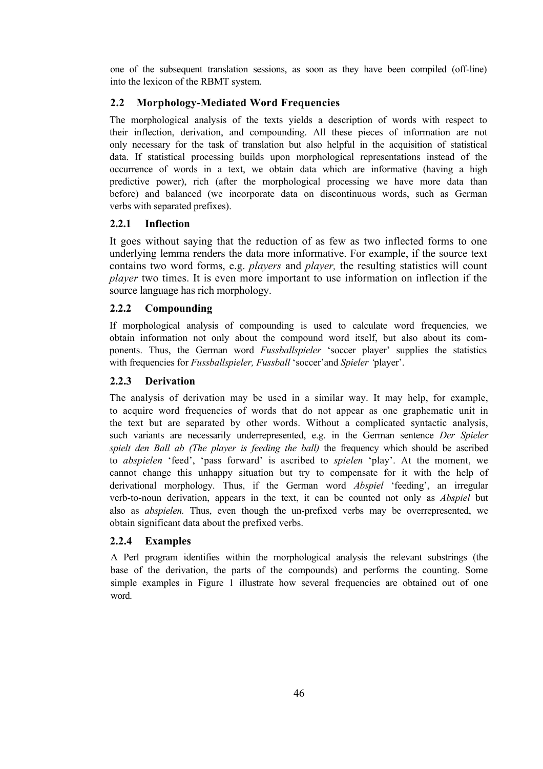one of the subsequent translation sessions, as soon as they have been compiled (off-line) into the lexicon of the RBMT system.

## 2.2 Morphology-Mediated Word Frequencies

The morphological analysis of the texts yields a description of words with respect to their inflection, derivation, and compounding. All these pieces of information are not only necessary for the task of translation but also helpful in the acquisition of statistical data. If statistical processing builds upon morphological representations instead of the occurrence of words in a text, we obtain data which are informative (having a high predictive power), rich (after the morphological processing we have more data than before) and balanced (we incorporate data on discontinuous words, such as German verbs with separated prefixes).

### 2.2.1 Inflection

It goes without saying that the reduction of as few as two inflected forms to one underlying lemma renders the data more informative. For example, if the source text contains two word forms, e.g. *players* and *player,* the resulting statistics will count *player* two times. It is even more important to use information on inflection if the source language has rich morphology.

### 2.2.2 Compounding

If morphological analysis of compounding is used to calculate word frequencies, we obtain information not only about the compound word itself, but also about its components. Thus, the German word *Fussballspieler* 'soccer player' supplies the statistics with frequencies for *Fussballspieler, Fussball* 'soccer'and *Spieler* 'player'.

### 2.2.3 Derivation

The analysis of derivation may be used in a similar way. It may help, for example, to acquire word frequencies of words that do not appear as one graphematic unit in the text but are separated by other words. Without a complicated syntactic analysis, such variants are necessarily underrepresented, e.g. in the German sentence *Der Spieler spielt den Ball ab (The player is feeding the ball)* the frequency which should be ascribed to *abspielen* 'feed', 'pass forward' is ascribed to *spielen* 'play'. At the moment, we cannot change this unhappy situation but try to compensate for it with the help of derivational morphology. Thus, if the German word *Abspiel* 'feeding', an irregular verb-to-noun derivation, appears in the text, it can be counted not only as *Abspiel* but also as *abspielen.* Thus, even though the un-prefixed verbs may be overrepresented, we obtain significant data about the prefixed verbs.

### 2.2.4 Examples

A Perl program identifies within the morphological analysis the relevant substrings (the base of the derivation, the parts of the compounds) and performs the counting. Some simple examples in Figure 1 illustrate how several frequencies are obtained out of one word.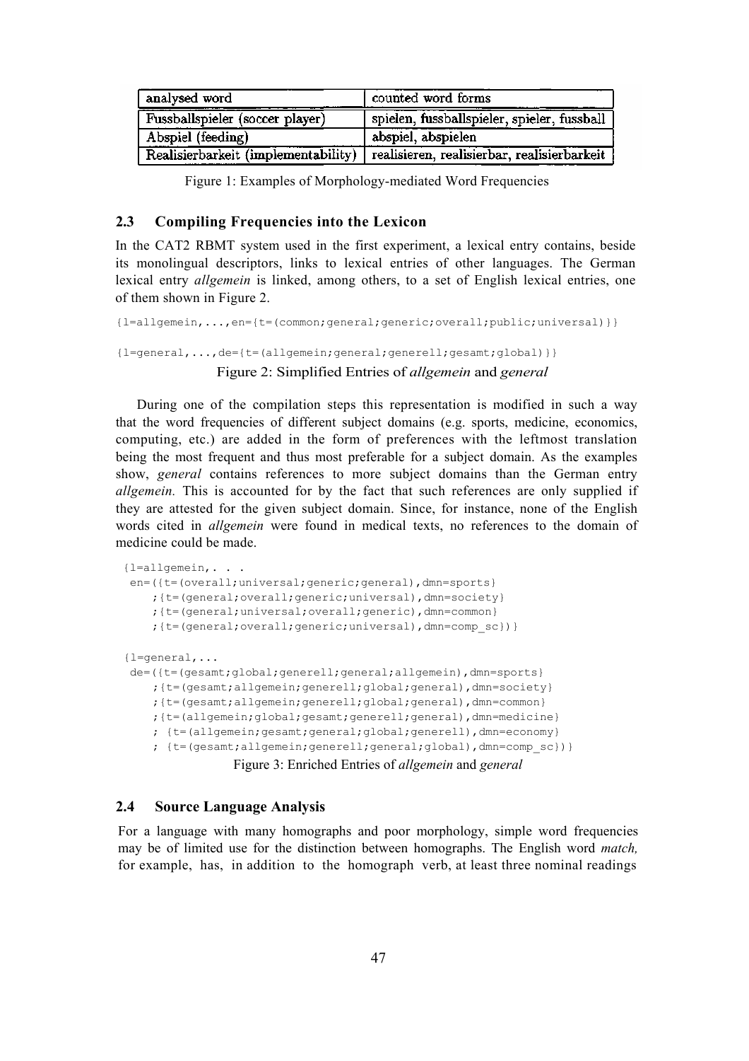| analysed word | counted word forms |
|---|---|
| Fussballspieler (soccer player) | spielen, fussballspieler, spieler, fussball |
| Abspiel (feeding) | abspiel, abspielen |
| Realisierbarkeit (implementability) | realisieren, realisierbar, realisierbarkeit |

Figure 1: Examples of Morphology-mediated Word Frequencies

### 2.3 Compiling Frequencies into the Lexicon

In the CAT2 RBMT system used in the first experiment, a lexical entry contains, beside its monolingual descriptors, links to lexical entries of other languages. The German lexical entry *allgemein* is linked, among others, to a set of English lexical entries, one of them shown in Figure 2.

```
{l=allgemein,...,en={t=(common;general;generic;overall;public;universal)}}

{l=general,...,de={t=(allgemein;general;generell;gesamt;global)}}
```

Figure 2: Simplified Entries of *allgemein* and *general*

During one of the compilation steps this representation is modified in such a way that the word frequencies of different subject domains (e.g. sports, medicine, economics, computing, etc.) are added in the form of preferences with the leftmost translation being the most frequent and thus most preferable for a subject domain. As the examples show, *general* contains references to more subject domains than the German entry *allgemein.* This is accounted for by the fact that such references are only supplied if they are attested for the given subject domain. Since, for instance, none of the English words cited in *allgemein* were found in medical texts, no references to the domain of medicine could be made.

```
{l=allgemein,. . .
 en=({t=(overall;universal;generic;general),dmn=sports}
    ;{t=(general;overall;generic;universal),dmn=society}
    ;{t=(general;universal;overall;generic),dmn=common}
    ;{t=(general;overall;generic;universal),dmn=comp_sc})}

{l=general,...
 de=({t=(gesamt;global;generell;general;allgemein),dmn=sports}
    ;{t=(gesamt;allgemein;generell;global;general),dmn=society}
    ;{t=(gesamt;allgemein;generell;global;general),dmn=common}
    ;{t=(allgemein;global;gesamt;generell;general),dmn=medicine}
    ; {t=(allgemein;gesamt;general;global;generell),dmn=economy}
    ; {t=(gesamt;allgemein;generell;general;global),dmn=comp_sc})}
```

Figure 3: Enriched Entries of *allgemein* and *general*

### 2.4 Source Language Analysis

For a language with many homographs and poor morphology, simple word frequencies may be of limited use for the distinction between homographs. The English word *match,* for example, has, in addition to the homograph verb, at least three nominal readings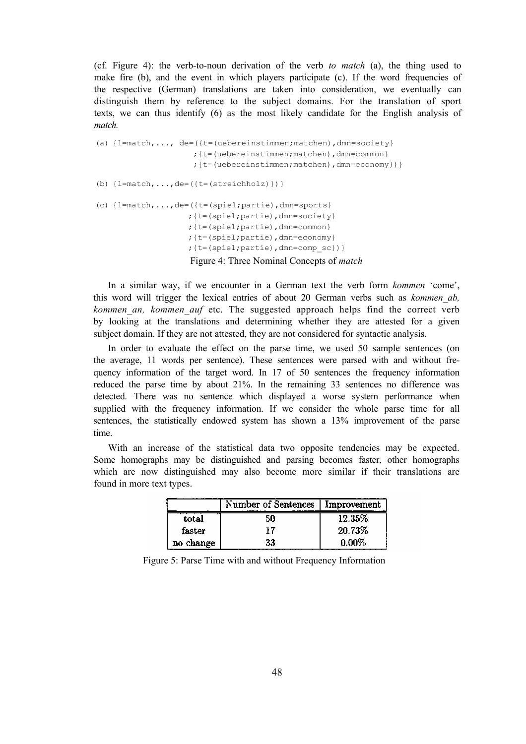(cf. Figure 4): the verb-to-noun derivation of the verb *to match* (a), the thing used to make fire (b), and the event in which players participate (c). If the word frequencies of the respective (German) translations are taken into consideration, we eventually can distinguish them by reference to the subject domains. For the translation of sport texts, we can thus identify (6) as the most likely candidate for the English analysis of *match.*

```
(a) {l=match,..., de=({t=(uebereinstimmen;matchen),dmn=society}
                     ;{t=(uebereinstimmen;matchen),dmn=common}
                     ;{t=(uebereinstimmen;matchen),dmn=economy})}

(b) {l=match,...,de=({t=(streichholz)})}

(c) {l=match,...,de=({t=(spiel;partie),dmn=sports}
                    ;{t=(spiel;partie),dmn=society}
                    ;{t=(spiel;partie),dmn=common}
                    ;{t=(spiel;partie),dmn=economy}
                    ;{t=(spiel;partie),dmn=comp_sc})}
```

Figure 4: Three Nominal Concepts of *match*

In a similar way, if we encounter in a German text the verb form *kommen* 'come', this word will trigger the lexical entries of about 20 German verbs such as *kommen_ab, kommen_an, kommen_auf* etc. The suggested approach helps find the correct verb by looking at the translations and determining whether they are attested for a given subject domain. If they are not attested, they are not considered for syntactic analysis.

In order to evaluate the effect on the parse time, we used 50 sample sentences (on the average, 11 words per sentence). These sentences were parsed with and without frequency information of the target word. In 17 of 50 sentences the frequency information reduced the parse time by about 21%. In the remaining 33 sentences no difference was detected. There was no sentence which displayed a worse system performance when supplied with the frequency information. If we consider the whole parse time for all sentences, the statistically endowed system has shown a 13% improvement of the parse time.

With an increase of the statistical data two opposite tendencies may be expected. Some homographs may be distinguished and parsing becomes faster, other homographs which are now distinguished may also become more similar if their translations are found in more text types.

| | Number of Sentences | Improvement |
|---|---|---|
| total | 50 | 12.35% |
| faster | 17 | 20.73% |
| no change | 33 | 0.00% |

Figure 5: Parse Time with and without Frequency Information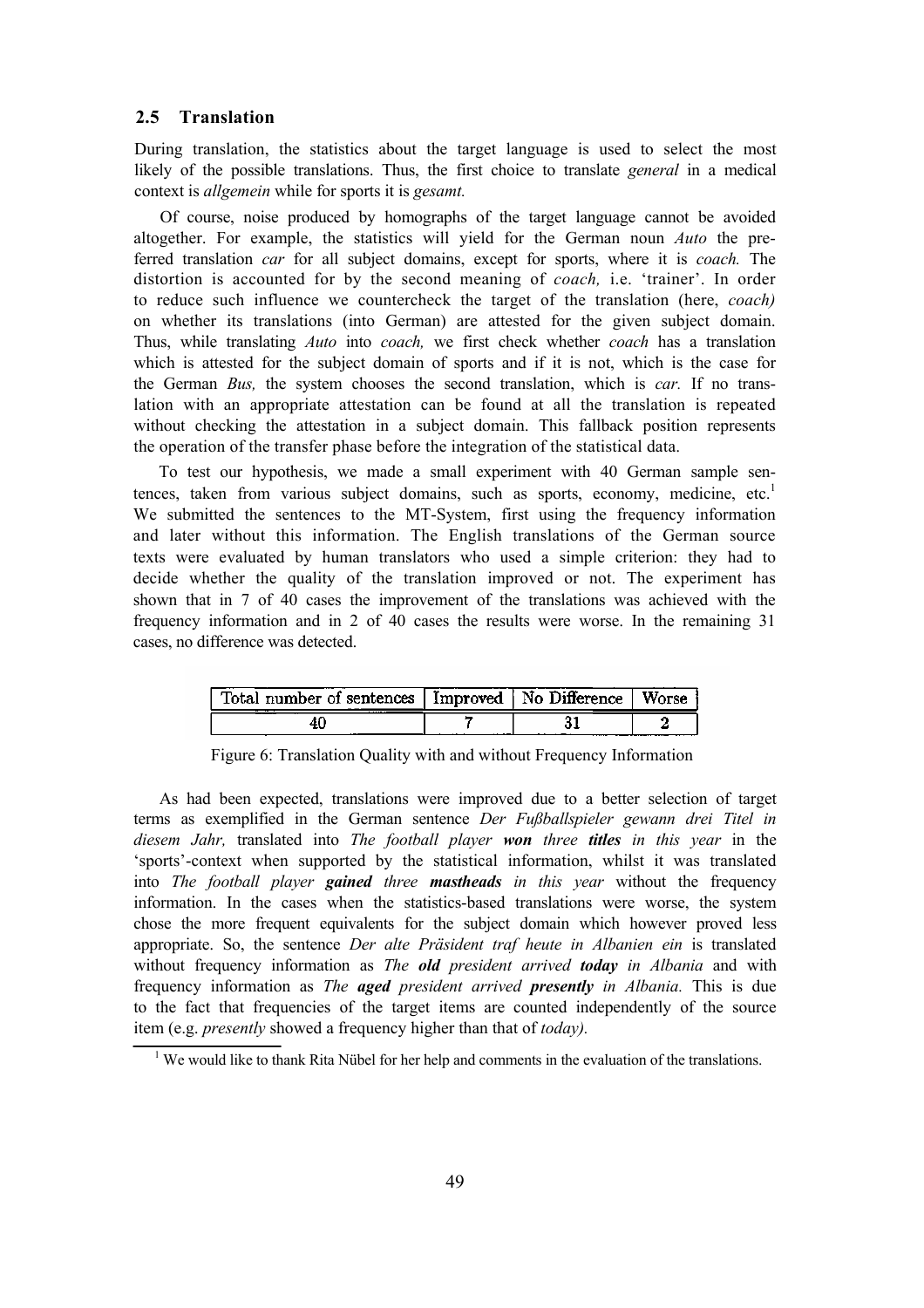### 2.5 Translation

During translation, the statistics about the target language is used to select the most likely of the possible translations. Thus, the first choice to translate *general* in a medical context is *allgemein* while for sports it is *gesamt.*

Of course, noise produced by homographs of the target language cannot be avoided altogether. For example, the statistics will yield for the German noun *Auto* the preferred translation *car* for all subject domains, except for sports, where it is *coach.* The distortion is accounted for by the second meaning of *coach,* i.e. 'trainer'. In order to reduce such influence we countercheck the target of the translation (here, *coach)* on whether its translations (into German) are attested for the given subject domain. Thus, while translating *Auto* into *coach,* we first check whether *coach* has a translation which is attested for the subject domain of sports and if it is not, which is the case for the German *Bus,* the system chooses the second translation, which is *car.* If no translation with an appropriate attestation can be found at all the translation is repeated without checking the attestation in a subject domain. This fallback position represents the operation of the transfer phase before the integration of the statistical data.

To test our hypothesis, we made a small experiment with 40 German sample sentences, taken from various subject domains, such as sports, economy, medicine, etc.[1] We submitted the sentences to the MT-System, first using the frequency information and later without this information. The English translations of the German source texts were evaluated by human translators who used a simple criterion: they had to decide whether the quality of the translation improved or not. The experiment has shown that in 7 of 40 cases the improvement of the translations was achieved with the frequency information and in 2 of 40 cases the results were worse. In the remaining 31 cases, no difference was detected.

| Total number of sentences | Improved | No Difference | Worse |
|---|---|---|---|
| 40 | 7 | 31 | 2 |

Figure 6: Translation Quality with and without Frequency Information

As had been expected, translations were improved due to a better selection of target terms as exemplified in the German sentence *Der Fußballspieler gewann drei Titel in diesem Jahr,* translated into *The football player* ***won*** *three* ***titles*** *in this year* in the 'sports'-context when supported by the statistical information, whilst it was translated into *The football player* ***gained*** *three* ***mastheads*** *in this year* without the frequency information. In the cases when the statistics-based translations were worse, the system chose the more frequent equivalents for the subject domain which however proved less appropriate. So, the sentence *Der alte Präsident traf heute in Albanien ein* is translated without frequency information as *The* ***old*** *president arrived* ***today*** *in Albania* and with frequency information as *The* ***aged*** *president arrived* ***presently*** *in Albania.* This is due to the fact that frequencies of the target items are counted independently of the source item (e.g. *presently* showed a frequency higher than that of *today).*

[1] We would like to thank Rita Nübel for her help and comments in the evaluation of the translations.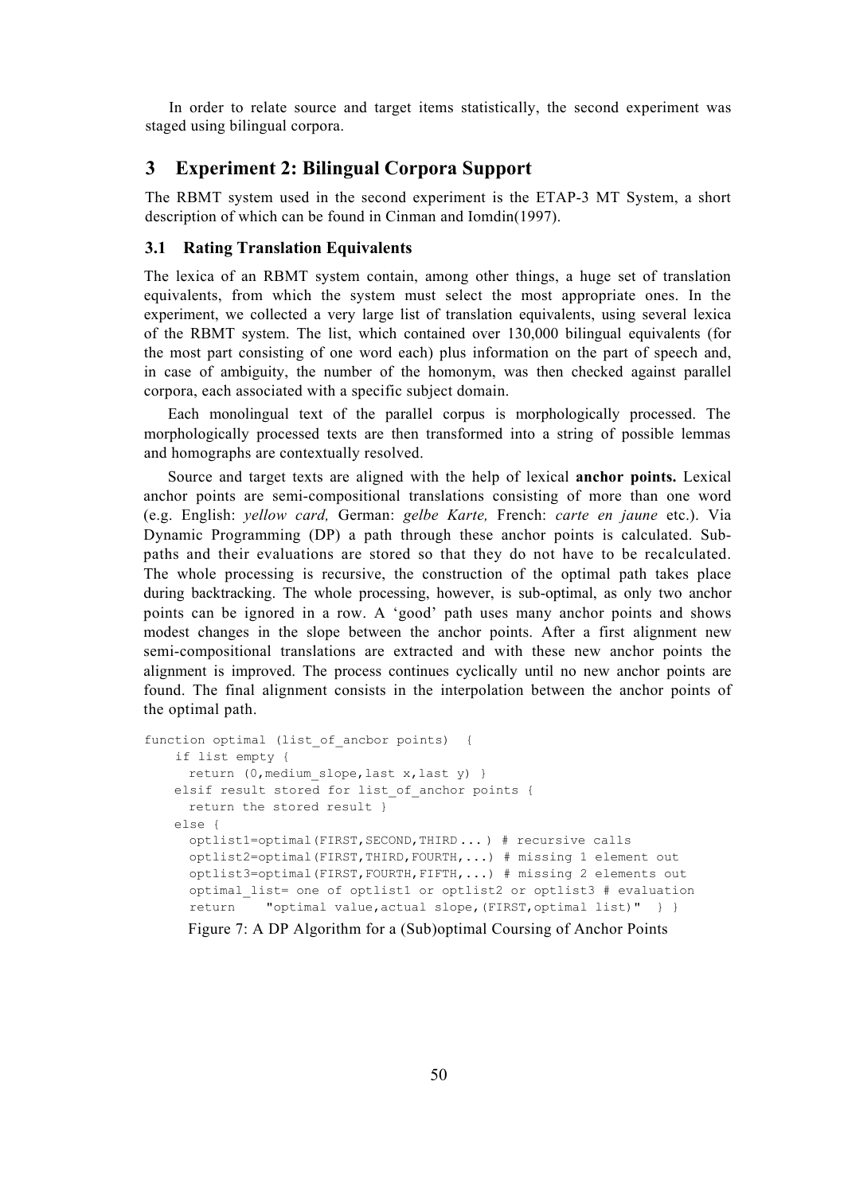In order to relate source and target items statistically, the second experiment was staged using bilingual corpora.

## 3 Experiment 2: Bilingual Corpora Support

The RBMT system used in the second experiment is the ETAP-3 MT System, a short description of which can be found in Cinman and Iomdin(1997).

### 3.1 Rating Translation Equivalents

The lexica of an RBMT system contain, among other things, a huge set of translation equivalents, from which the system must select the most appropriate ones. In the experiment, we collected a very large list of translation equivalents, using several lexica of the RBMT system. The list, which contained over 130,000 bilingual equivalents (for the most part consisting of one word each) plus information on the part of speech and, in case of ambiguity, the number of the homonym, was then checked against parallel corpora, each associated with a specific subject domain.

Each monolingual text of the parallel corpus is morphologically processed. The morphologically processed texts are then transformed into a string of possible lemmas and homographs are contextually resolved.

Source and target texts are aligned with the help of lexical **anchor points.** Lexical anchor points are semi-compositional translations consisting of more than one word (e.g. English: *yellow card,* German: *gelbe Karte,* French: *carte en jaune* etc.). Via Dynamic Programming (DP) a path through these anchor points is calculated. Sub-paths and their evaluations are stored so that they do not have to be recalculated. The whole processing is recursive, the construction of the optimal path takes place during backtracking. The whole processing, however, is sub-optimal, as only two anchor points can be ignored in a row. A 'good' path uses many anchor points and shows modest changes in the slope between the anchor points. After a first alignment new semi-compositional translations are extracted and with these new anchor points the alignment is improved. The process continues cyclically until no new anchor points are found. The final alignment consists in the interpolation between the anchor points of the optimal path.

```
function optimal (list_of_ancbor points)  {
    if list empty {
      return (0,medium_slope,last x,last y) }
    elsif result stored for list_of_anchor points {
      return the stored result }
    else {
      optlist1=optimal(FIRST,SECOND,THIRD...) # recursive calls
      optlist2=optimal(FIRST,THIRD,FOURTH,...) # missing 1 element out
      optlist3=optimal(FIRST,FOURTH,FIFTH,...) # missing 2 elements out
      optimal_list= one of optlist1 or optlist2 or optlist3 # evaluation
      return    "optimal value,actual slope,(FIRST,optimal list)"  } }
```

Figure 7: A DP Algorithm for a (Sub)optimal Coursing of Anchor Points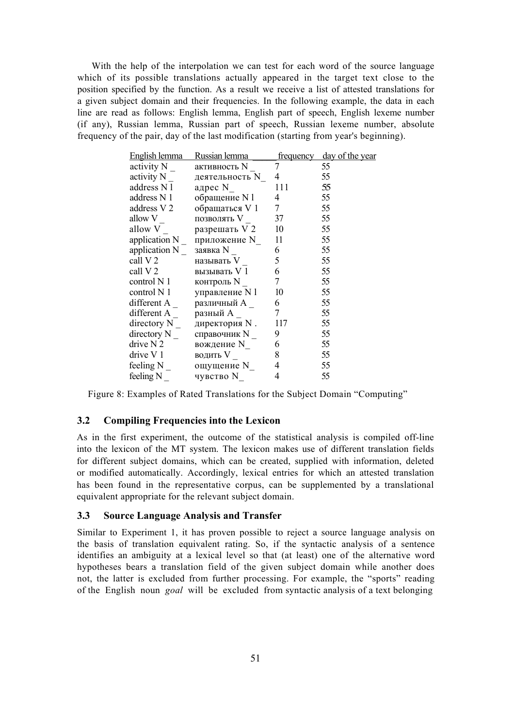With the help of the interpolation we can test for each word of the source language which of its possible translations actually appeared in the target text close to the position specified by the function. As a result we receive a list of attested translations for a given subject domain and their frequencies. In the following example, the data in each line are read as follows: English lemma, English part of speech, English lexeme number (if any), Russian lemma, Russian part of speech, Russian lexeme number, absolute frequency of the pair, day of the last modification (starting from year's beginning).

| English lemma | Russian lemma | frequency | day of the year |
|---|---|---|---|
| activity N _ | активность N _ | 7 | 55 |
| activity N _ | деятельность N_ | 4 | 55 |
| address N 1 | адрес N_ | 111 | 55 |
| address N 1 | обращение N 1 | 4 | 55 |
| address V 2 | обращаться V 1 | 7 | 55 |
| allow V _ | позволять V _ | 37 | 55 |
| allow V _ | разрешать V 2 | 10 | 55 |
| application N _ | приложение N_ | 11 | 55 |
| application N _ | заявка N _ | 6 | 55 |
| call V 2 | называть V _ | 5 | 55 |
| call V 2 | вызывать V 1 | 6 | 55 |
| control N 1 | контроль N _ | 7 | 55 |
| control N 1 | управление N 1 | 10 | 55 |
| different A _ | различный A _ | 6 | 55 |
| different A _ | разный A _ | 7 | 55 |
| directory N _ | директория N . | 117 | 55 |
| directory N _ | справочник N _ | 9 | 55 |
| drive N 2 | вождение N_ | 6 | 55 |
| drive V 1 | водить V _ | 8 | 55 |
| feeling N _ | ощущение N_ | 4 | 55 |
| feeling N _ | чувство N_ | 4 | 55 |

Figure 8: Examples of Rated Translations for the Subject Domain "Computing"

### 3.2 Compiling Frequencies into the Lexicon

As in the first experiment, the outcome of the statistical analysis is compiled off-line into the lexicon of the MT system. The lexicon makes use of different translation fields for different subject domains, which can be created, supplied with information, deleted or modified automatically. Accordingly, lexical entries for which an attested translation has been found in the representative corpus, can be supplemented by a translational equivalent appropriate for the relevant subject domain.

### 3.3 Source Language Analysis and Transfer

Similar to Experiment 1, it has proven possible to reject a source language analysis on the basis of translation equivalent rating. So, if the syntactic analysis of a sentence identifies an ambiguity at a lexical level so that (at least) one of the alternative word hypotheses bears a translation field of the given subject domain while another does not, the latter is excluded from further processing. For example, the "sports" reading of the English noun *goal* will be excluded from syntactic analysis of a text belonging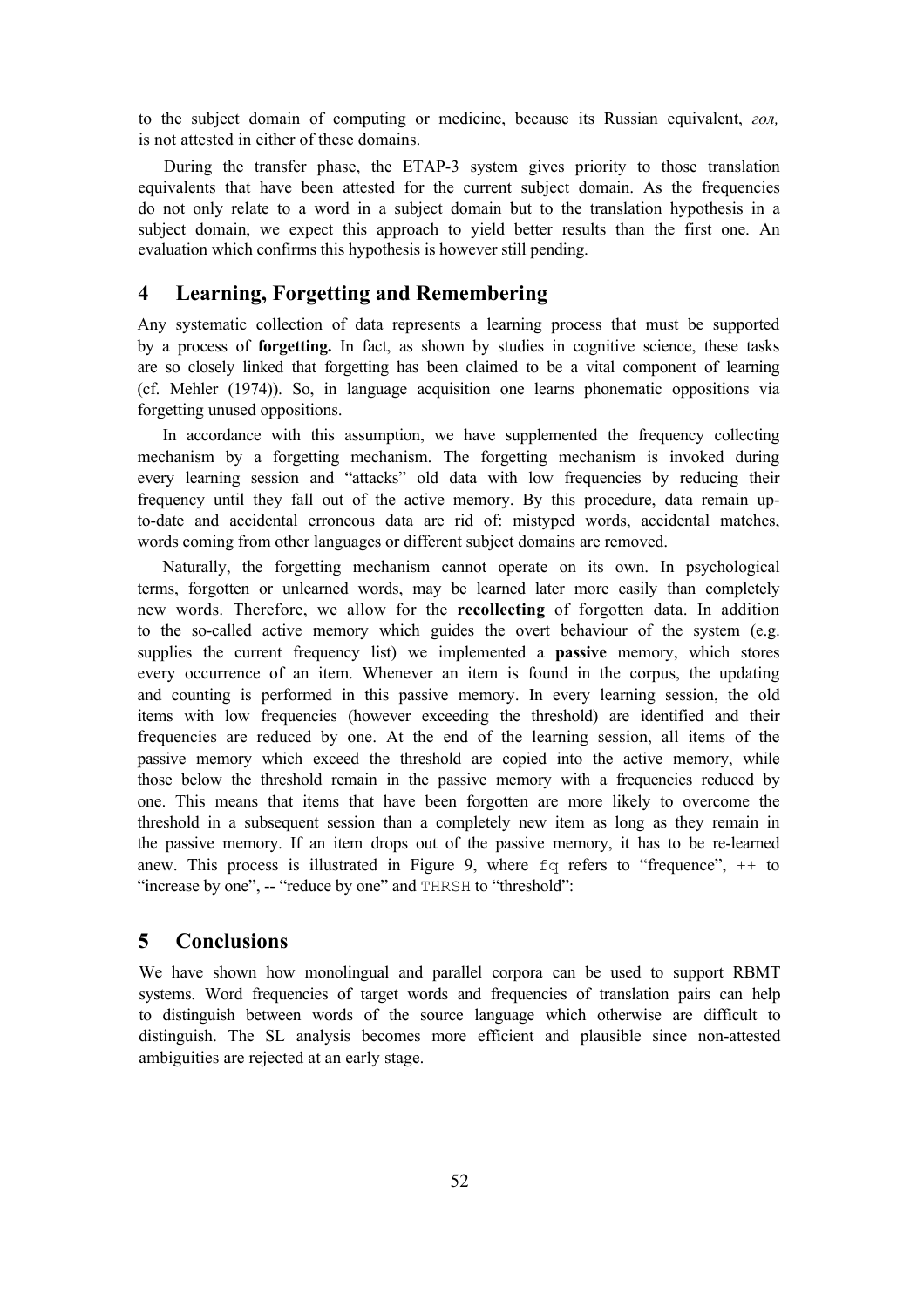to the subject domain of computing or medicine, because its Russian equivalent, *гол,* is not attested in either of these domains.

During the transfer phase, the ETAP-3 system gives priority to those translation equivalents that have been attested for the current subject domain. As the frequencies do not only relate to a word in a subject domain but to the translation hypothesis in a subject domain, we expect this approach to yield better results than the first one. An evaluation which confirms this hypothesis is however still pending.

## 4 Learning, Forgetting and Remembering

Any systematic collection of data represents a learning process that must be supported by a process of **forgetting.** In fact, as shown by studies in cognitive science, these tasks are so closely linked that forgetting has been claimed to be a vital component of learning (cf. Mehler (1974)). So, in language acquisition one learns phonematic oppositions via forgetting unused oppositions.

In accordance with this assumption, we have supplemented the frequency collecting mechanism by a forgetting mechanism. The forgetting mechanism is invoked during every learning session and "attacks" old data with low frequencies by reducing their frequency until they fall out of the active memory. By this procedure, data remain up-to-date and accidental erroneous data are rid of: mistyped words, accidental matches, words coming from other languages or different subject domains are removed.

Naturally, the forgetting mechanism cannot operate on its own. In psychological terms, forgotten or unlearned words, may be learned later more easily than completely new words. Therefore, we allow for the **recollecting** of forgotten data. In addition to the so-called active memory which guides the overt behaviour of the system (e.g. supplies the current frequency list) we implemented a **passive** memory, which stores every occurrence of an item. Whenever an item is found in the corpus, the updating and counting is performed in this passive memory. In every learning session, the old items with low frequencies (however exceeding the threshold) are identified and their frequencies are reduced by one. At the end of the learning session, all items of the passive memory which exceed the threshold are copied into the active memory, while those below the threshold remain in the passive memory with a frequencies reduced by one. This means that items that have been forgotten are more likely to overcome the threshold in a subsequent session than a completely new item as long as they remain in the passive memory. If an item drops out of the passive memory, it has to be re-learned anew. This process is illustrated in Figure 9, where `fq` refers to "frequence", ++ to "increase by one", -- "reduce by one" and `THRSH` to "threshold":

## 5 Conclusions

We have shown how monolingual and parallel corpora can be used to support RBMT systems. Word frequencies of target words and frequencies of translation pairs can help to distinguish between words of the source language which otherwise are difficult to distinguish. The SL analysis becomes more efficient and plausible since non-attested ambiguities are rejected at an early stage.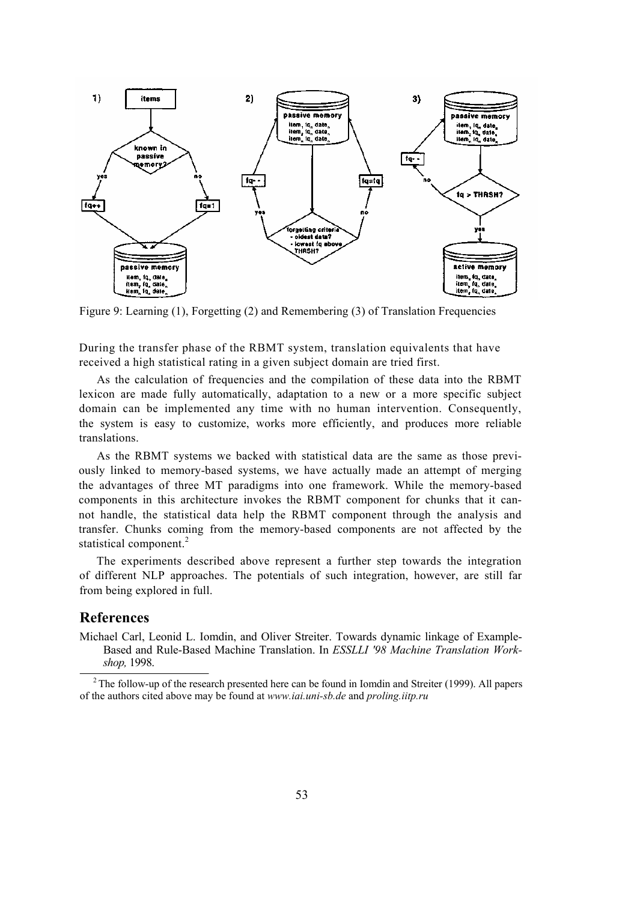Figure 9: Learning (1), Forgetting (2) and Remembering (3) of Translation Frequencies

During the transfer phase of the RBMT system, translation equivalents that have received a high statistical rating in a given subject domain are tried first.

As the calculation of frequencies and the compilation of these data into the RBMT lexicon are made fully automatically, adaptation to a new or a more specific subject domain can be implemented any time with no human intervention. Consequently, the system is easy to customize, works more efficiently, and produces more reliable translations.

As the RBMT systems we backed with statistical data are the same as those previously linked to memory-based systems, we have actually made an attempt of merging the advantages of three MT paradigms into one framework. While the memory-based components in this architecture invokes the RBMT component for chunks that it cannot handle, the statistical data help the RBMT component through the analysis and transfer. Chunks coming from the memory-based components are not affected by the statistical component.[2]

The experiments described above represent a further step towards the integration of different NLP approaches. The potentials of such integration, however, are still far from being explored in full.

## References

Michael Carl, Leonid L. Iomdin, and Oliver Streiter. Towards dynamic linkage of Example-Based and Rule-Based Machine Translation. In *ESSLLI '98 Machine Translation Workshop,* 1998.

[2] The follow-up of the research presented here can be found in Iomdin and Streiter (1999). All papers of the authors cited above may be found at *www.iai.uni-sb.de* and *proling.iitp.ru*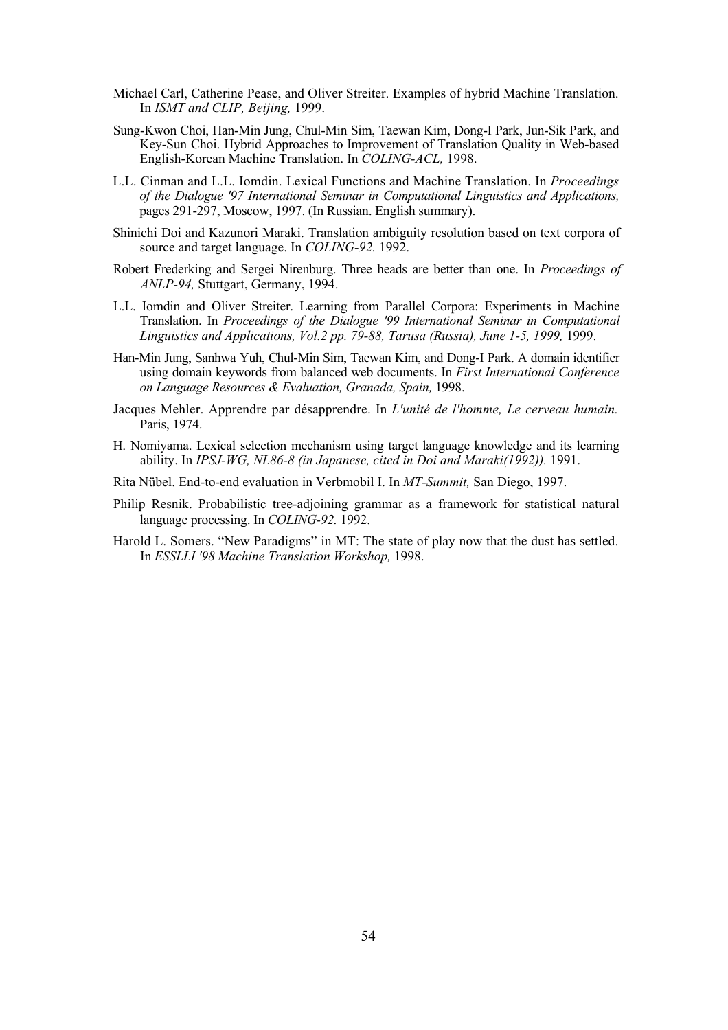Michael Carl, Catherine Pease, and Oliver Streiter. Examples of hybrid Machine Translation. In *ISMT and CLIP, Beijing,* 1999.

Sung-Kwon Choi, Han-Min Jung, Chul-Min Sim, Taewan Kim, Dong-I Park, Jun-Sik Park, and Key-Sun Choi. Hybrid Approaches to Improvement of Translation Quality in Web-based English-Korean Machine Translation. In *COLING-ACL,* 1998.

L.L. Cinman and L.L. Iomdin. Lexical Functions and Machine Translation. In *Proceedings of the Dialogue '97 International Seminar in Computational Linguistics and Applications,* pages 291-297, Moscow, 1997. (In Russian. English summary).

Shinichi Doi and Kazunori Maraki. Translation ambiguity resolution based on text corpora of source and target language. In *COLING-92.* 1992.

Robert Frederking and Sergei Nirenburg. Three heads are better than one. In *Proceedings of ANLP-94,* Stuttgart, Germany, 1994.

L.L. Iomdin and Oliver Streiter. Learning from Parallel Corpora: Experiments in Machine Translation. In *Proceedings of the Dialogue '99 International Seminar in Computational Linguistics and Applications, Vol.2 pp. 79-88, Tarusa (Russia), June 1-5, 1999,* 1999.

Han-Min Jung, Sanhwa Yuh, Chul-Min Sim, Taewan Kim, and Dong-I Park. A domain identifier using domain keywords from balanced web documents. In *First International Conference on Language Resources & Evaluation, Granada, Spain,* 1998.

Jacques Mehler. Apprendre par désapprendre. In *L'unité de l'homme, Le cerveau humain.* Paris, 1974.

H. Nomiyama. Lexical selection mechanism using target language knowledge and its learning ability. In *IPSJ-WG, NL86-8 (in Japanese, cited in Doi and Maraki(1992)).* 1991.

Rita Nübel. End-to-end evaluation in Verbmobil I. In *MT-Summit,* San Diego, 1997.

Philip Resnik. Probabilistic tree-adjoining grammar as a framework for statistical natural language processing. In *COLING-92.* 1992.

Harold L. Somers. "New Paradigms" in MT: The state of play now that the dust has settled. In *ESSLLI '98 Machine Translation Workshop,* 1998.